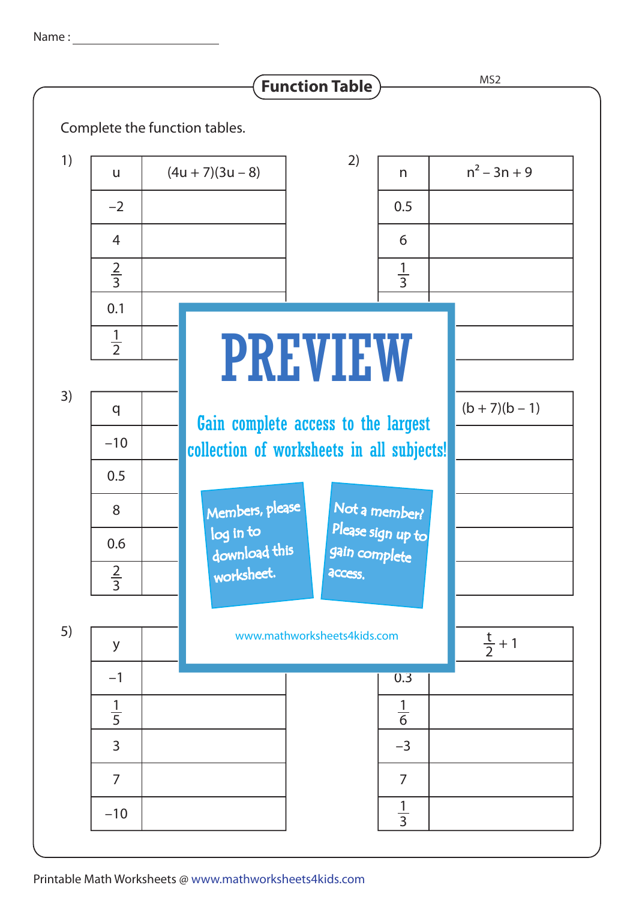Name : ______________________

## Function Table

MS2

Complete the function tables.

1)

| u | $(4u + 7)(3u - 8)$ |
|---|---|
| $-2$ | |
| 4 | |
| $\frac{2}{3}$ | |
| 0.1 | |
| $\frac{1}{2}$ | |

2)

| n | $n^2 - 3n + 9$ |
|---|---|
| 0.5 | |
| 6 | |
| $\frac{1}{3}$ | |
| | |
| | |

3)

| q | |
|---|---|
| $-10$ | |
| 0.5 | |
| 8 | |
| 0.6 | |
| $\frac{2}{3}$ | |

4)

| | $(b + 7)(b - 1)$ |
|---|---|
| | |
| | |
| | |
| | |
| | |

5)

| y | |
|---|---|
| $-1$ | |
| $\frac{1}{5}$ | |
| 3 | |
| 7 | |
| $-10$ | |

6)

| | $\frac{t}{2} + 1$ |
|---|---|
| 0.3 | |
| $\frac{1}{6}$ | |
| $-3$ | |
| 7 | |
| $\frac{1}{3}$ | |

PREVIEW

Gain complete access to the largest collection of worksheets in all subjects!

Members, please log in to download this worksheet.

Not a member? Please sign up to gain complete access.

www.mathworksheets4kids.com

Printable Math Worksheets @ www.mathworksheets4kids.com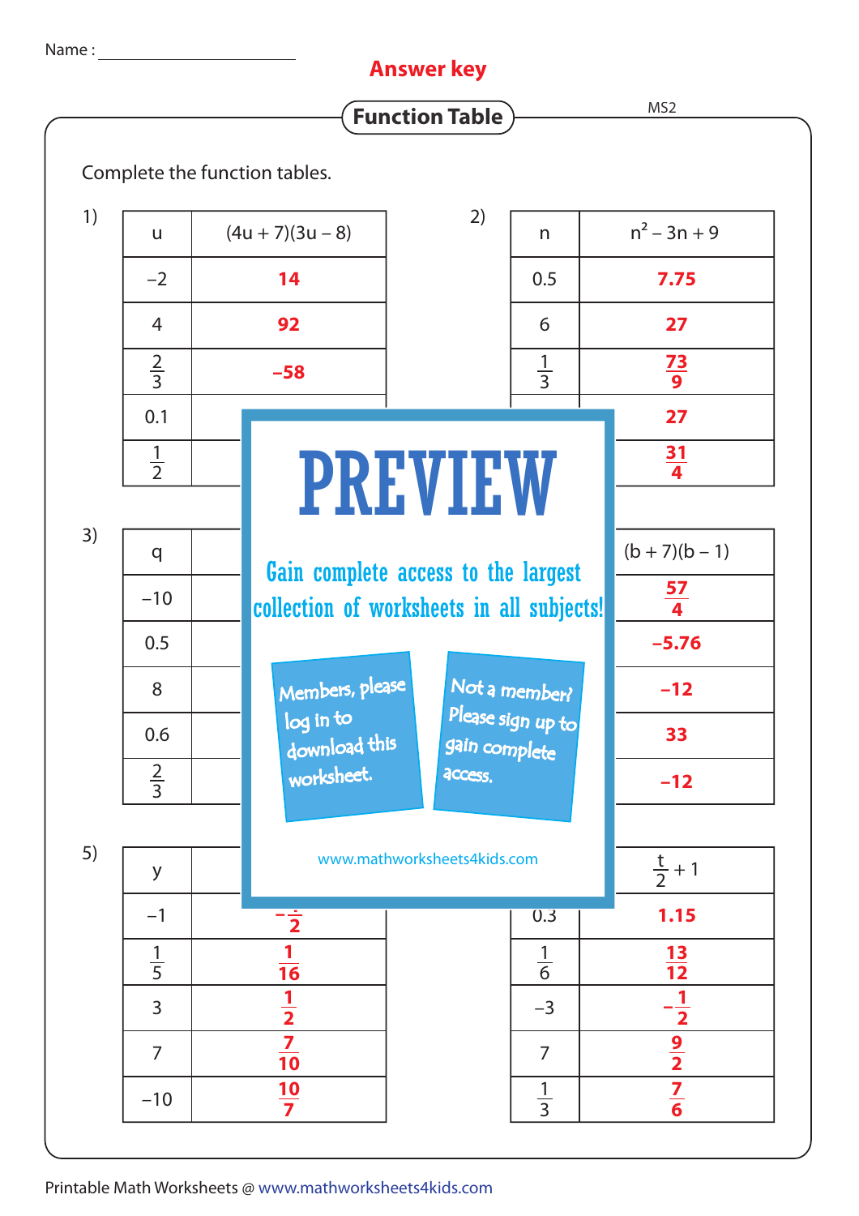Name :

**Answer key**

## Function Table

MS2

Complete the function tables.

1)

| u | $(4u + 7)(3u - 8)$ |
|---|---|
| $-2$ | **14** |
| 4 | **92** |
| $\frac{2}{3}$ | **$-58$** |
| 0.1 | |
| $\frac{1}{2}$ | |

2)

| n | $n^2 - 3n + 9$ |
|---|---|
| 0.5 | **7.75** |
| 6 | **27** |
| $\frac{1}{3}$ | **$\frac{73}{9}$** |
| | **27** |
| | **$\frac{31}{4}$** |

3)

| q | |
|---|---|
| $-10$ | |
| 0.5 | |
| 8 | |
| 0.6 | |
| $\frac{2}{3}$ | |

4)

| | $(b + 7)(b - 1)$ |
|---|---|
| | **$\frac{57}{4}$** |
| | **$-5.76$** |
| | **$-12$** |
| | **33** |
| | **$-12$** |

5)

| y | |
|---|---|
| $-1$ | **$-\frac{\cdot}{2}$** |
| $\frac{1}{5}$ | **$\frac{1}{16}$** |
| 3 | **$\frac{1}{2}$** |
| 7 | **$\frac{7}{10}$** |
| $-10$ | **$\frac{10}{7}$** |

6)

| | $\frac{t}{2} + 1$ |
|---|---|
| 0.3 | **1.15** |
| $\frac{1}{6}$ | **$\frac{13}{12}$** |
| $-3$ | **$-\frac{1}{2}$** |
| 7 | **$\frac{9}{2}$** |
| $\frac{1}{3}$ | **$\frac{7}{6}$** |

PREVIEW

Gain complete access to the largest collection of worksheets in all subjects!

Members, please log in to download this worksheet.

Not a member? Please sign up to gain complete access.

www.mathworksheets4kids.com

Printable Math Worksheets @ www.mathworksheets4kids.com